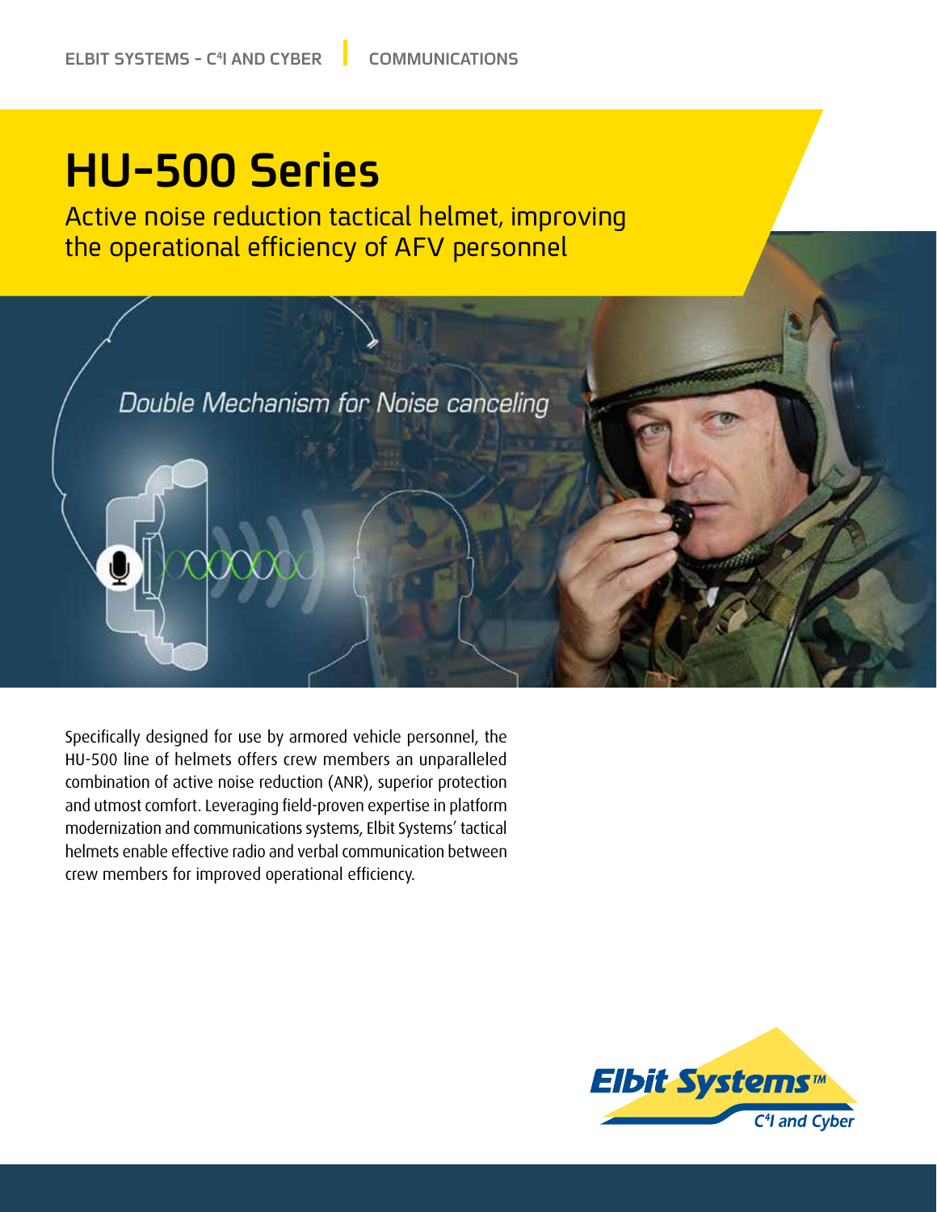ELBIT SYSTEMS - C4I AND CYBER | COMMUNICATIONS

# HU-500 Series

Active noise reduction tactical helmet, improving the operational efficiency of AFV personnel

*Double Mechanism for Noise canceling*

Specifically designed for use by armored vehicle personnel, the HU-500 line of helmets offers crew members an unparalleled combination of active noise reduction (ANR), superior protection and utmost comfort. Leveraging field-proven expertise in platform modernization and communications systems, Elbit Systems' tactical helmets enable effective radio and verbal communication between crew members for improved operational efficiency.

Elbit Systems™ C4I and Cyber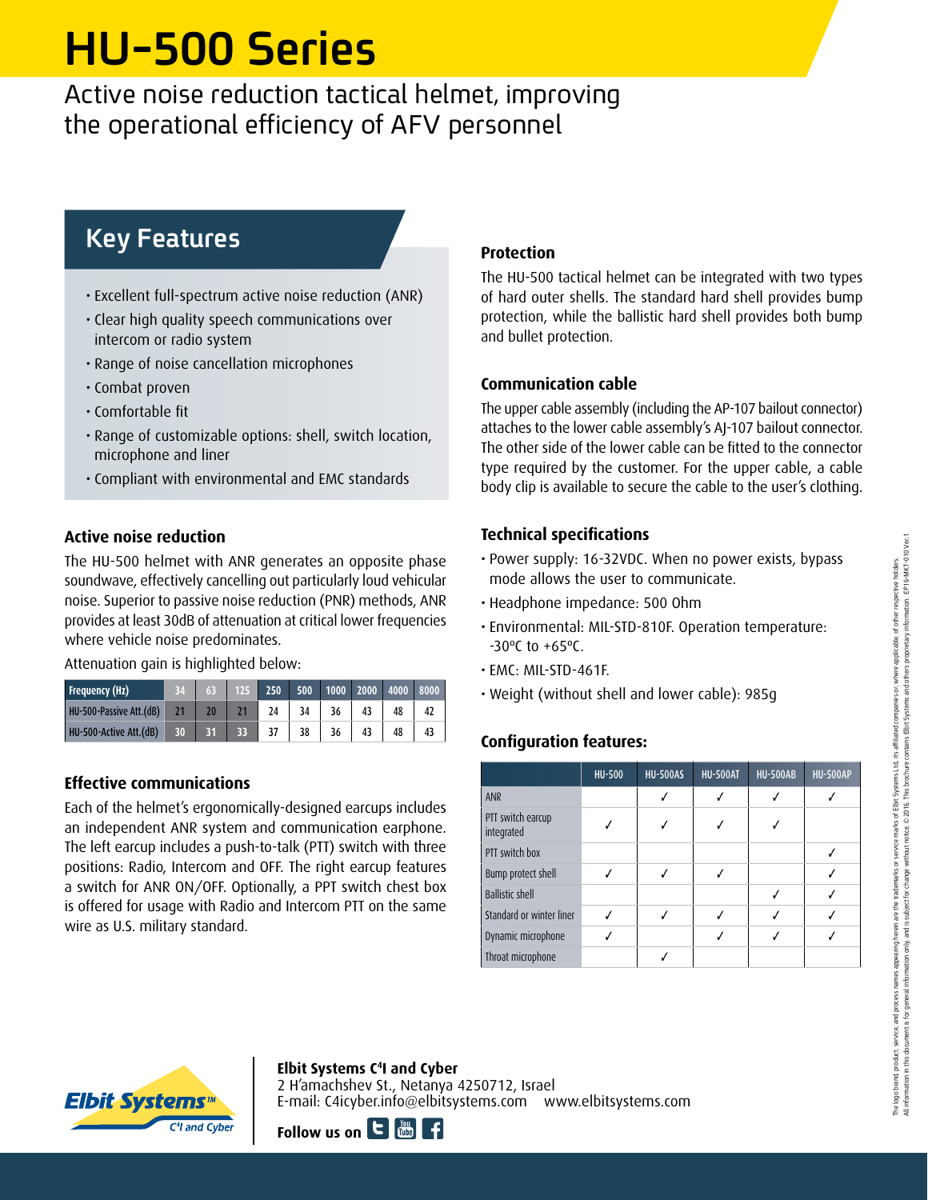# HU-500 Series

Active noise reduction tactical helmet, improving the operational efficiency of AFV personnel

## Key Features

- Excellent full-spectrum active noise reduction (ANR)
- Clear high quality speech communications over intercom or radio system
- Range of noise cancellation microphones
- Combat proven
- Comfortable fit
- Range of customizable options: shell, switch location, microphone and liner
- Compliant with environmental and EMC standards

### Active noise reduction

The HU-500 helmet with ANR generates an opposite phase soundwave, effectively cancelling out particularly loud vehicular noise. Superior to passive noise reduction (PNR) methods, ANR provides at least 30dB of attenuation at critical lower frequencies where vehicle noise predominates.

Attenuation gain is highlighted below:

| Frequency (Hz) | 34 | 63 | 125 | 250 | 500 | 1000 | 2000 | 4000 | 8000 |
|---|---|---|---|---|---|---|---|---|---|
| HU-500-Passive Att.(dB) | 21 | 20 | 21 | 24 | 34 | 36 | 43 | 48 | 42 |
| HU-500-Active Att.(dB) | 30 | 31 | 33 | 37 | 38 | 36 | 43 | 48 | 43 |

### Effective communications

Each of the helmet's ergonomically-designed earcups includes an independent ANR system and communication earphone. The left earcup includes a push-to-talk (PTT) switch with three positions: Radio, Intercom and OFF. The right earcup features a switch for ANR ON/OFF. Optionally, a PPT switch chest box is offered for usage with Radio and Intercom PTT on the same wire as U.S. military standard.

### Protection

The HU-500 tactical helmet can be integrated with two types of hard outer shells. The standard hard shell provides bump protection, while the ballistic hard shell provides both bump and bullet protection.

### Communication cable

The upper cable assembly (including the AP-107 bailout connector) attaches to the lower cable assembly's AJ-107 bailout connector. The other side of the lower cable can be fitted to the connector type required by the customer. For the upper cable, a cable body clip is available to secure the cable to the user's clothing.

### Technical specifications

- Power supply: 16-32VDC. When no power exists, bypass mode allows the user to communicate.
- Headphone impedance: 500 Ohm
- Environmental: MIL-STD-810F. Operation temperature: -30ºC to +65ºC.
- EMC: MIL-STD-461F.
- Weight (without shell and lower cable): 985g

### Configuration features:

| | HU-500 | HU-500AS | HU-500AT | HU-500AB | HU-500AP |
|---|---|---|---|---|---|
| ANR | | ✓ | ✓ | ✓ | ✓ |
| PTT switch earcup integrated | ✓ | ✓ | ✓ | ✓ | |
| PTT switch box | | | | | ✓ |
| Bump protect shell | ✓ | ✓ | ✓ | | ✓ |
| Ballistic shell | | | | ✓ | ✓ |
| Standard or winter liner | ✓ | ✓ | ✓ | ✓ | ✓ |
| Dynamic microphone | ✓ | | ✓ | ✓ | ✓ |
| Throat microphone | | ✓ | | | |

**Elbit Systems C4I and Cyber**
2 H'amachshev St., Netanya 4250712, Israel
E-mail: C4icyber.info@elbitsystems.com www.elbitsystems.com

**Follow us on**

The logo brand, product, service, and process names appearing herein are the trademarks or service marks of Elbit Systems Ltd, its affiliated companies or, where applicable, of other respective holders. All information in this document is for general information only, and is subject for change without notice. © 2016. This brochure contains Elbit Systems and others proprietary information. EP16-MKT-010 Ver.1